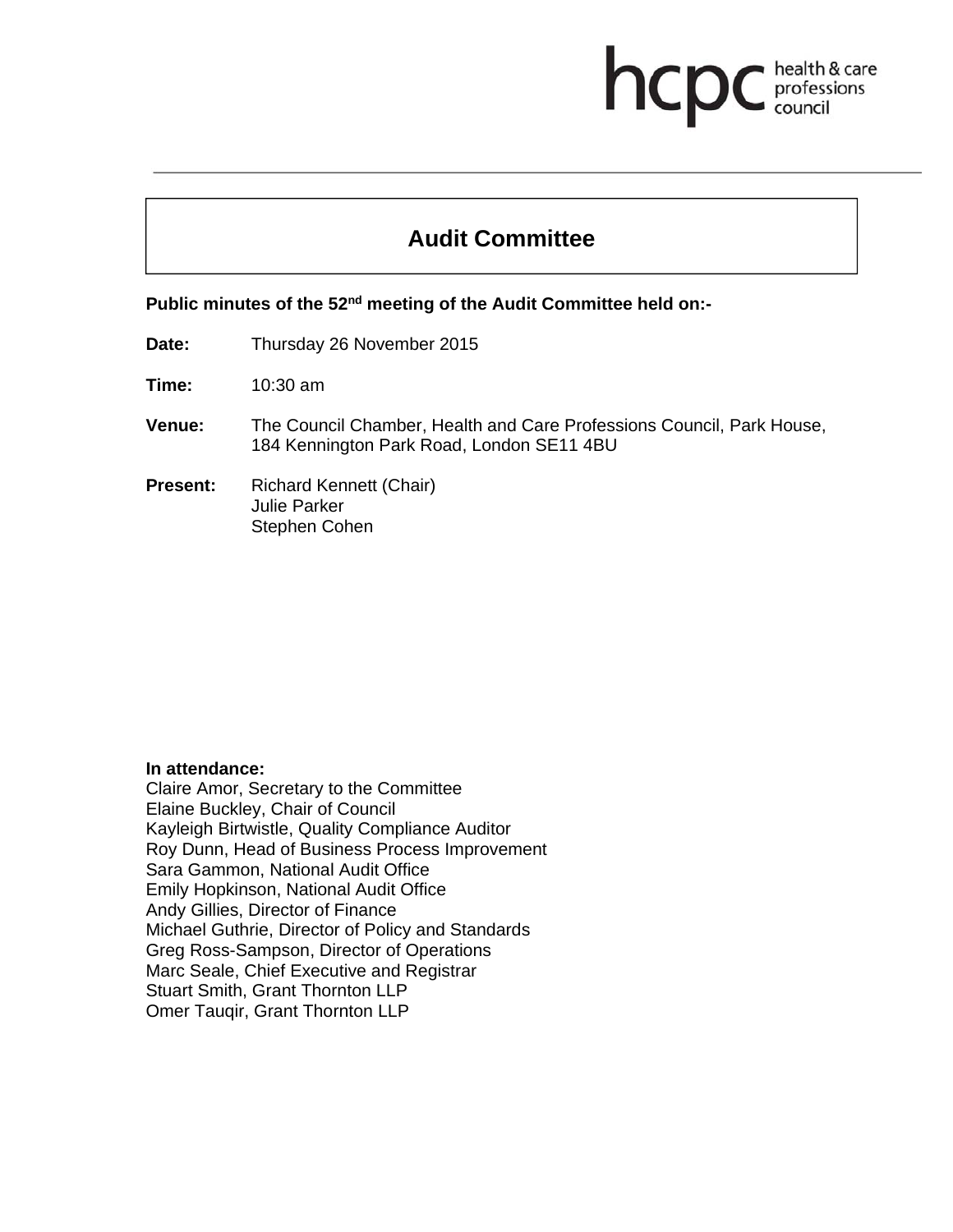# Audit Committee

**Public minutes of the 52nd meeting of the Audit Committee held on:-**

**Date:** Thursday 26 November 2015

**Time:** 10:30 am

**Venue:** The Council Chamber, Health and Care Professions Council, Park House, 184 Kennington Park Road, London SE11 4BU

**Present:** Richard Kennett (Chair)
Julie Parker
Stephen Cohen

**In attendance:**

Claire Amor, Secretary to the Committee
Elaine Buckley, Chair of Council
Kayleigh Birtwistle, Quality Compliance Auditor
Roy Dunn, Head of Business Process Improvement
Sara Gammon, National Audit Office
Emily Hopkinson, National Audit Office
Andy Gillies, Director of Finance
Michael Guthrie, Director of Policy and Standards
Greg Ross-Sampson, Director of Operations
Marc Seale, Chief Executive and Registrar
Stuart Smith, Grant Thornton LLP
Omer Tauqir, Grant Thornton LLP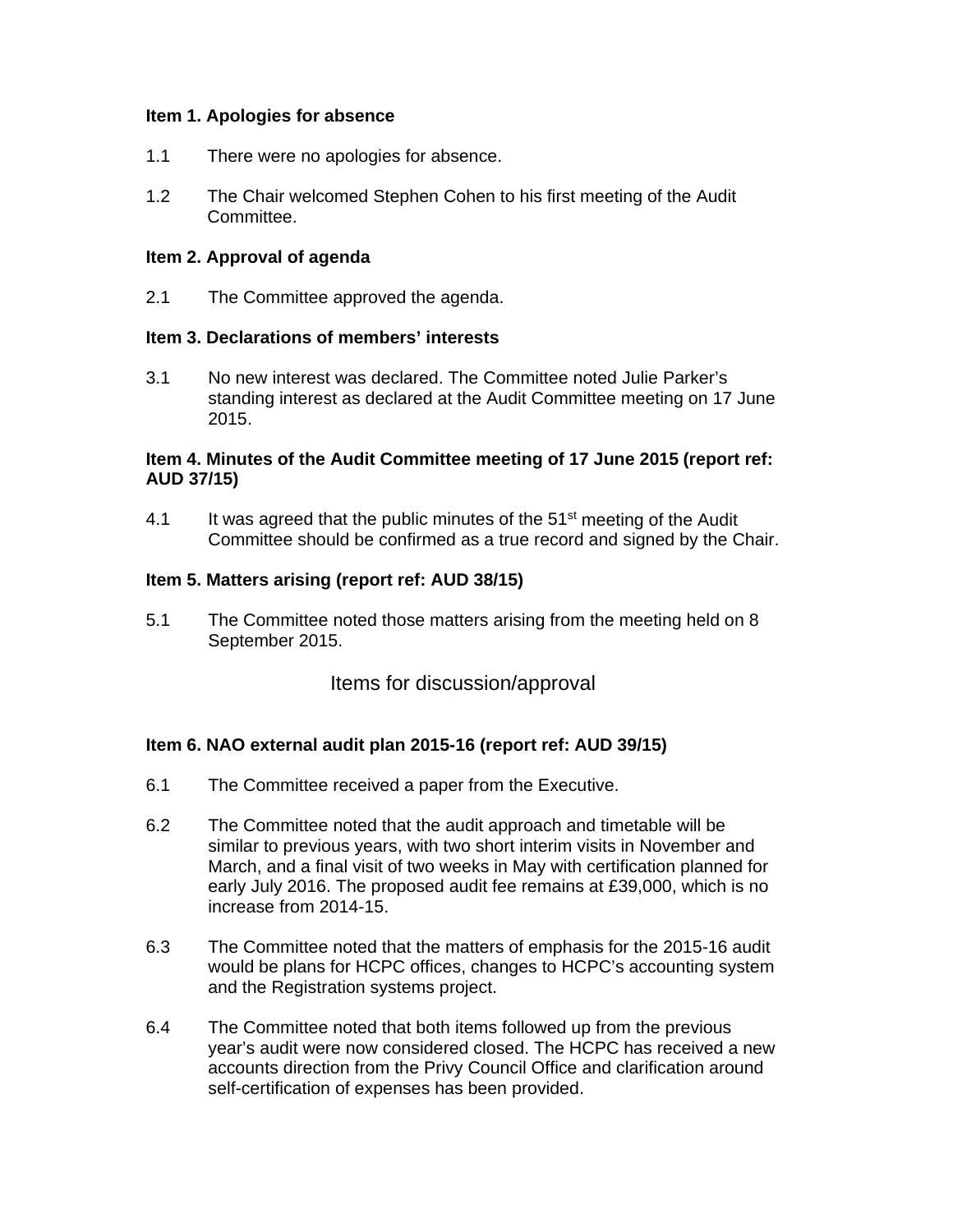**Item 1. Apologies for absence**

1.1 There were no apologies for absence.

1.2 The Chair welcomed Stephen Cohen to his first meeting of the Audit Committee.

**Item 2. Approval of agenda**

2.1 The Committee approved the agenda.

**Item 3. Declarations of members' interests**

3.1 No new interest was declared. The Committee noted Julie Parker's standing interest as declared at the Audit Committee meeting on 17 June 2015.

**Item 4. Minutes of the Audit Committee meeting of 17 June 2015 (report ref: AUD 37/15)**

4.1 It was agreed that the public minutes of the 51st meeting of the Audit Committee should be confirmed as a true record and signed by the Chair.

**Item 5. Matters arising (report ref: AUD 38/15)**

5.1 The Committee noted those matters arising from the meeting held on 8 September 2015.

Items for discussion/approval

**Item 6. NAO external audit plan 2015-16 (report ref: AUD 39/15)**

6.1 The Committee received a paper from the Executive.

6.2 The Committee noted that the audit approach and timetable will be similar to previous years, with two short interim visits in November and March, and a final visit of two weeks in May with certification planned for early July 2016. The proposed audit fee remains at £39,000, which is no increase from 2014-15.

6.3 The Committee noted that the matters of emphasis for the 2015-16 audit would be plans for HCPC offices, changes to HCPC's accounting system and the Registration systems project.

6.4 The Committee noted that both items followed up from the previous year's audit were now considered closed. The HCPC has received a new accounts direction from the Privy Council Office and clarification around self-certification of expenses has been provided.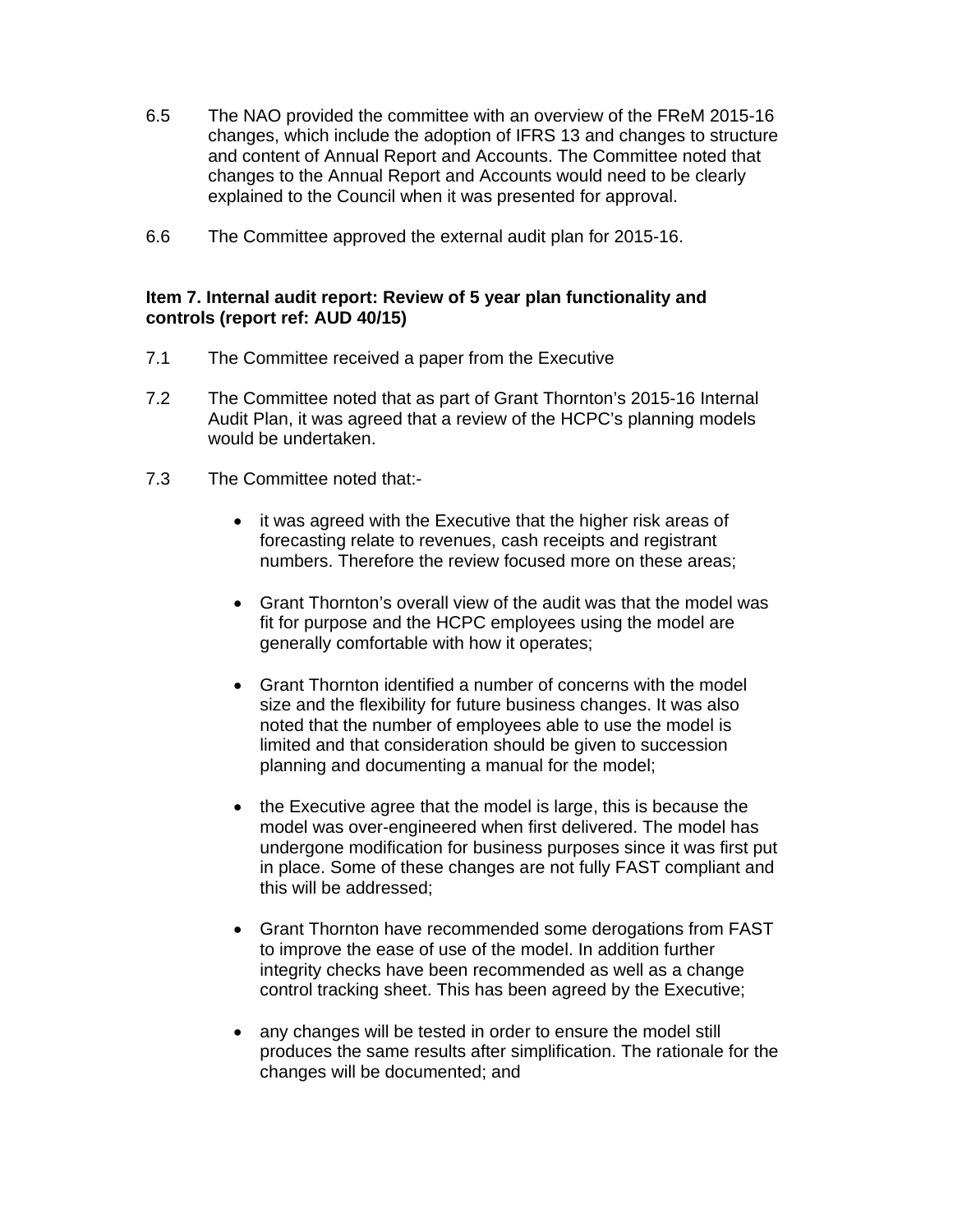6.5 The NAO provided the committee with an overview of the FReM 2015-16 changes, which include the adoption of IFRS 13 and changes to structure and content of Annual Report and Accounts. The Committee noted that changes to the Annual Report and Accounts would need to be clearly explained to the Council when it was presented for approval.

6.6 The Committee approved the external audit plan for 2015-16.

**Item 7. Internal audit report: Review of 5 year plan functionality and controls (report ref: AUD 40/15)**

7.1 The Committee received a paper from the Executive

7.2 The Committee noted that as part of Grant Thornton's 2015-16 Internal Audit Plan, it was agreed that a review of the HCPC's planning models would be undertaken.

7.3 The Committee noted that:-

- it was agreed with the Executive that the higher risk areas of forecasting relate to revenues, cash receipts and registrant numbers. Therefore the review focused more on these areas;

- Grant Thornton's overall view of the audit was that the model was fit for purpose and the HCPC employees using the model are generally comfortable with how it operates;

- Grant Thornton identified a number of concerns with the model size and the flexibility for future business changes. It was also noted that the number of employees able to use the model is limited and that consideration should be given to succession planning and documenting a manual for the model;

- the Executive agree that the model is large, this is because the model was over-engineered when first delivered. The model has undergone modification for business purposes since it was first put in place. Some of these changes are not fully FAST compliant and this will be addressed;

- Grant Thornton have recommended some derogations from FAST to improve the ease of use of the model. In addition further integrity checks have been recommended as well as a change control tracking sheet. This has been agreed by the Executive;

- any changes will be tested in order to ensure the model still produces the same results after simplification. The rationale for the changes will be documented; and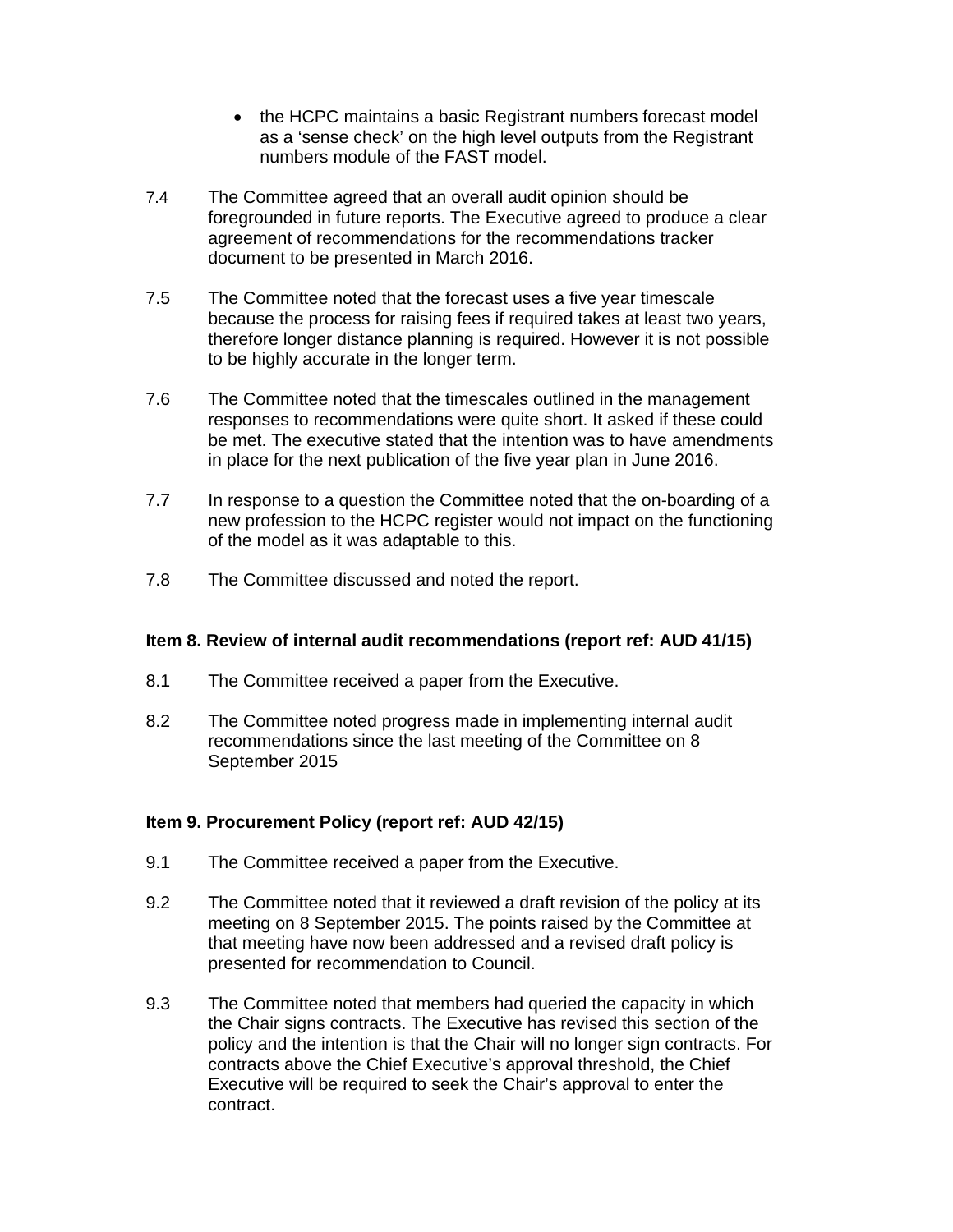- the HCPC maintains a basic Registrant numbers forecast model as a 'sense check' on the high level outputs from the Registrant numbers module of the FAST model.

7.4 The Committee agreed that an overall audit opinion should be foregrounded in future reports. The Executive agreed to produce a clear agreement of recommendations for the recommendations tracker document to be presented in March 2016.

7.5 The Committee noted that the forecast uses a five year timescale because the process for raising fees if required takes at least two years, therefore longer distance planning is required. However it is not possible to be highly accurate in the longer term.

7.6 The Committee noted that the timescales outlined in the management responses to recommendations were quite short. It asked if these could be met. The executive stated that the intention was to have amendments in place for the next publication of the five year plan in June 2016.

7.7 In response to a question the Committee noted that the on-boarding of a new profession to the HCPC register would not impact on the functioning of the model as it was adaptable to this.

7.8 The Committee discussed and noted the report.

**Item 8. Review of internal audit recommendations (report ref: AUD 41/15)**

8.1 The Committee received a paper from the Executive.

8.2 The Committee noted progress made in implementing internal audit recommendations since the last meeting of the Committee on 8 September 2015

**Item 9. Procurement Policy (report ref: AUD 42/15)**

9.1 The Committee received a paper from the Executive.

9.2 The Committee noted that it reviewed a draft revision of the policy at its meeting on 8 September 2015. The points raised by the Committee at that meeting have now been addressed and a revised draft policy is presented for recommendation to Council.

9.3 The Committee noted that members had queried the capacity in which the Chair signs contracts. The Executive has revised this section of the policy and the intention is that the Chair will no longer sign contracts. For contracts above the Chief Executive's approval threshold, the Chief Executive will be required to seek the Chair's approval to enter the contract.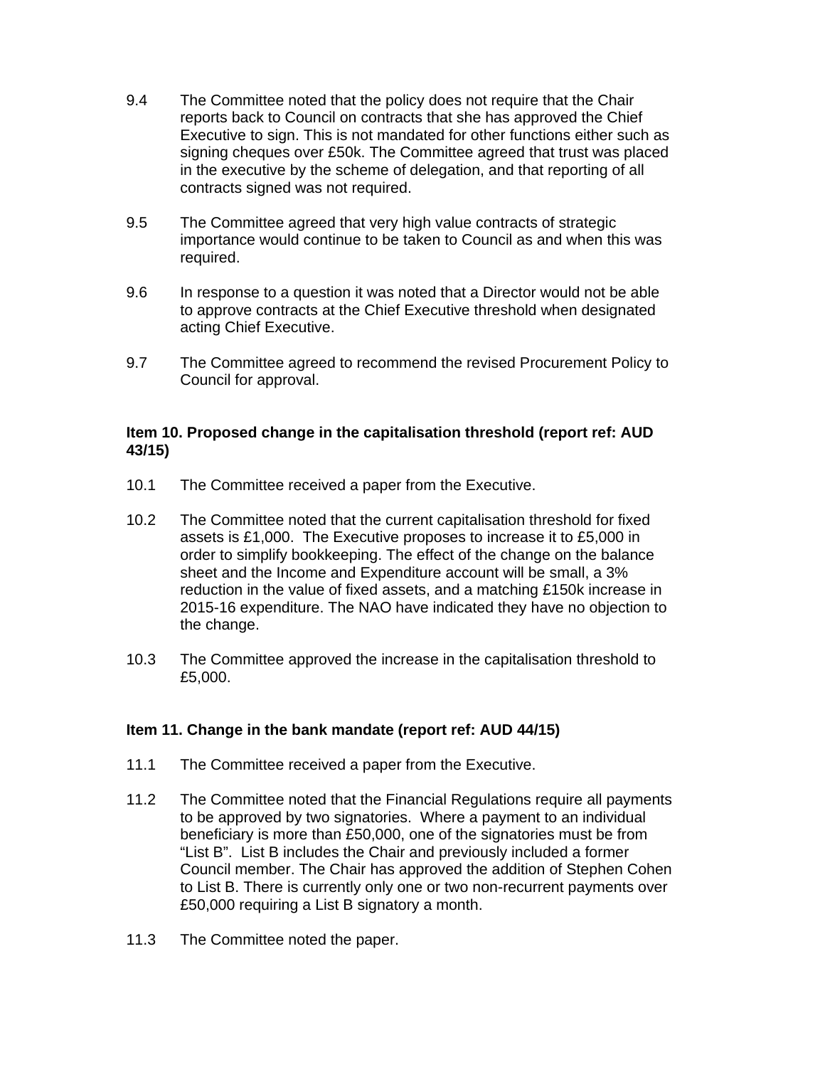9.4 The Committee noted that the policy does not require that the Chair reports back to Council on contracts that she has approved the Chief Executive to sign. This is not mandated for other functions either such as signing cheques over £50k. The Committee agreed that trust was placed in the executive by the scheme of delegation, and that reporting of all contracts signed was not required.

9.5 The Committee agreed that very high value contracts of strategic importance would continue to be taken to Council as and when this was required.

9.6 In response to a question it was noted that a Director would not be able to approve contracts at the Chief Executive threshold when designated acting Chief Executive.

9.7 The Committee agreed to recommend the revised Procurement Policy to Council for approval.

**Item 10. Proposed change in the capitalisation threshold (report ref: AUD 43/15)**

10.1 The Committee received a paper from the Executive.

10.2 The Committee noted that the current capitalisation threshold for fixed assets is £1,000. The Executive proposes to increase it to £5,000 in order to simplify bookkeeping. The effect of the change on the balance sheet and the Income and Expenditure account will be small, a 3% reduction in the value of fixed assets, and a matching £150k increase in 2015-16 expenditure. The NAO have indicated they have no objection to the change.

10.3 The Committee approved the increase in the capitalisation threshold to £5,000.

**Item 11. Change in the bank mandate (report ref: AUD 44/15)**

11.1 The Committee received a paper from the Executive.

11.2 The Committee noted that the Financial Regulations require all payments to be approved by two signatories. Where a payment to an individual beneficiary is more than £50,000, one of the signatories must be from "List B". List B includes the Chair and previously included a former Council member. The Chair has approved the addition of Stephen Cohen to List B. There is currently only one or two non-recurrent payments over £50,000 requiring a List B signatory a month.

11.3 The Committee noted the paper.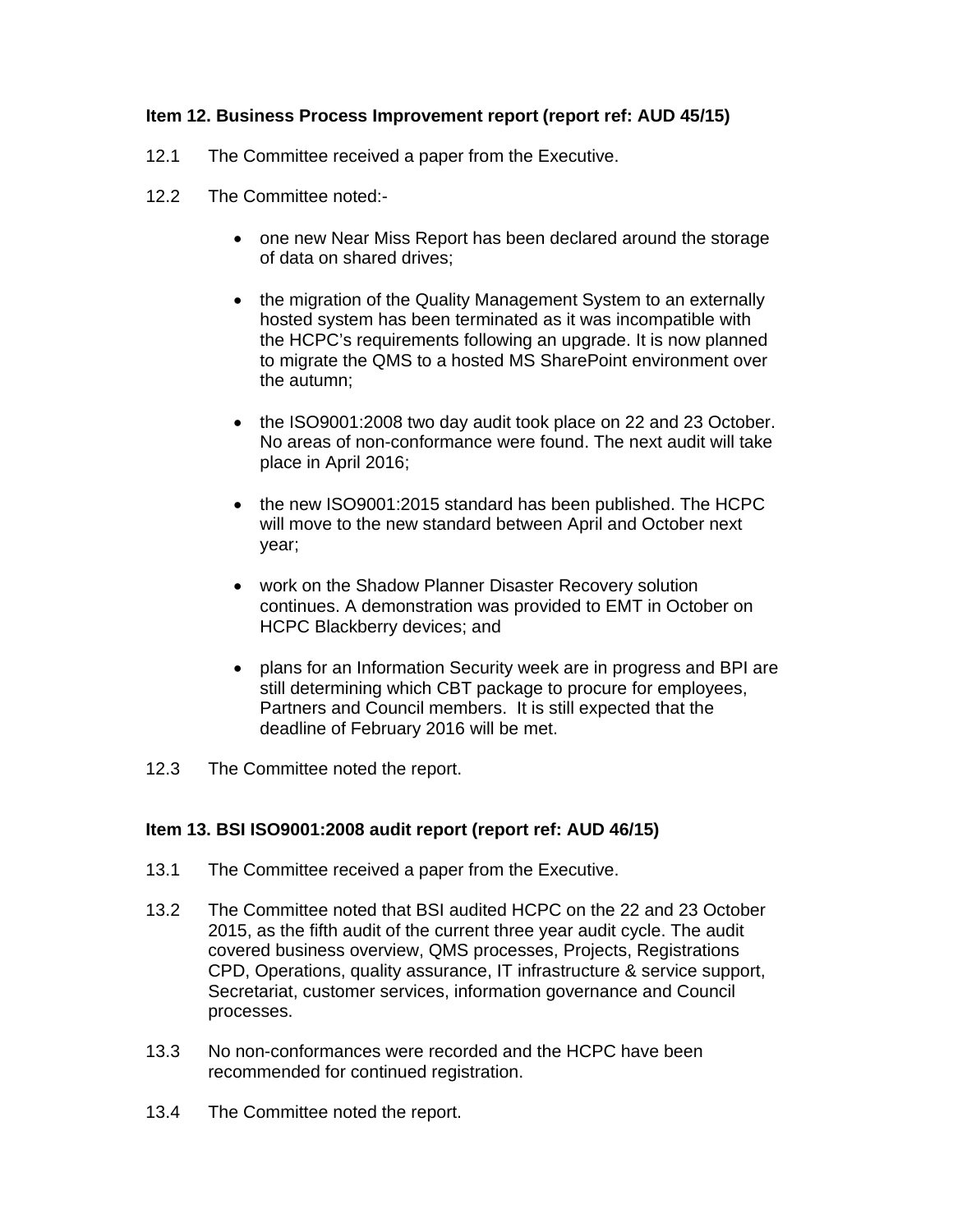**Item 12. Business Process Improvement report (report ref: AUD 45/15)**

12.1 The Committee received a paper from the Executive.

12.2 The Committee noted:-

- one new Near Miss Report has been declared around the storage of data on shared drives;

- the migration of the Quality Management System to an externally hosted system has been terminated as it was incompatible with the HCPC's requirements following an upgrade. It is now planned to migrate the QMS to a hosted MS SharePoint environment over the autumn;

- the ISO9001:2008 two day audit took place on 22 and 23 October. No areas of non-conformance were found. The next audit will take place in April 2016;

- the new ISO9001:2015 standard has been published. The HCPC will move to the new standard between April and October next year;

- work on the Shadow Planner Disaster Recovery solution continues. A demonstration was provided to EMT in October on HCPC Blackberry devices; and

- plans for an Information Security week are in progress and BPI are still determining which CBT package to procure for employees, Partners and Council members. It is still expected that the deadline of February 2016 will be met.

12.3 The Committee noted the report.

**Item 13. BSI ISO9001:2008 audit report (report ref: AUD 46/15)**

13.1 The Committee received a paper from the Executive.

13.2 The Committee noted that BSI audited HCPC on the 22 and 23 October 2015, as the fifth audit of the current three year audit cycle. The audit covered business overview, QMS processes, Projects, Registrations CPD, Operations, quality assurance, IT infrastructure & service support, Secretariat, customer services, information governance and Council processes.

13.3 No non-conformances were recorded and the HCPC have been recommended for continued registration.

13.4 The Committee noted the report.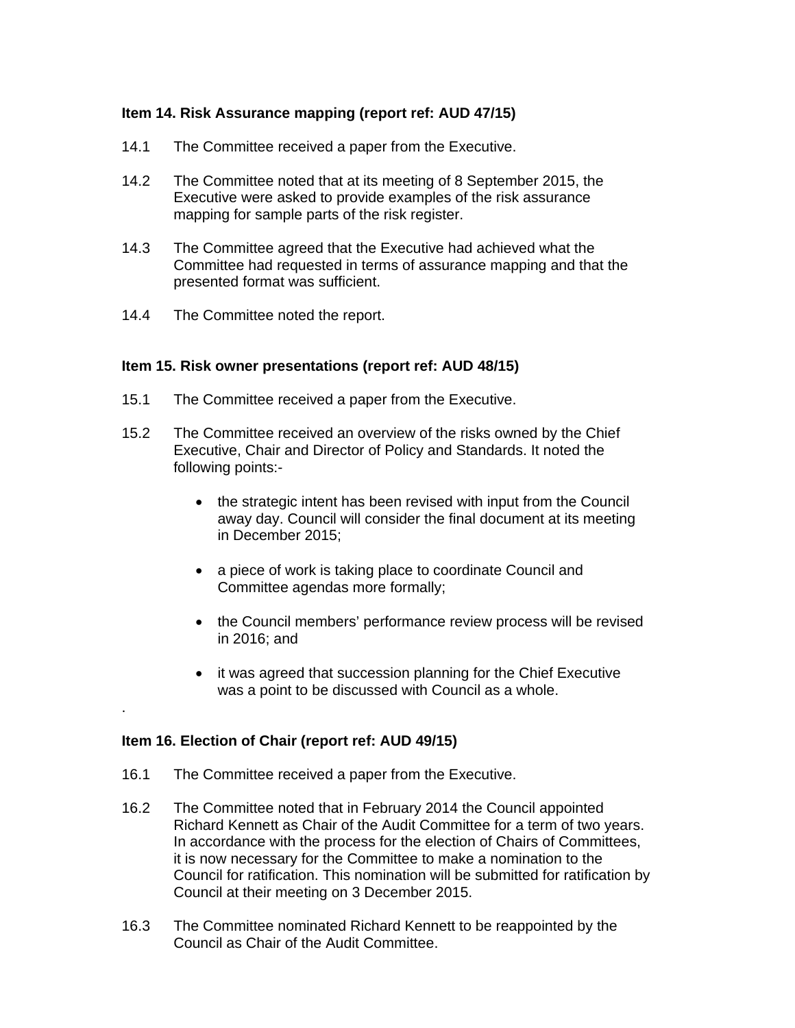**Item 14. Risk Assurance mapping (report ref: AUD 47/15)**

14.1 The Committee received a paper from the Executive.

14.2 The Committee noted that at its meeting of 8 September 2015, the Executive were asked to provide examples of the risk assurance mapping for sample parts of the risk register.

14.3 The Committee agreed that the Executive had achieved what the Committee had requested in terms of assurance mapping and that the presented format was sufficient.

14.4 The Committee noted the report.

**Item 15. Risk owner presentations (report ref: AUD 48/15)**

15.1 The Committee received a paper from the Executive.

15.2 The Committee received an overview of the risks owned by the Chief Executive, Chair and Director of Policy and Standards. It noted the following points:-

- the strategic intent has been revised with input from the Council away day. Council will consider the final document at its meeting in December 2015;
- a piece of work is taking place to coordinate Council and Committee agendas more formally;
- the Council members' performance review process will be revised in 2016; and
- it was agreed that succession planning for the Chief Executive was a point to be discussed with Council as a whole.

.

**Item 16. Election of Chair (report ref: AUD 49/15)**

16.1 The Committee received a paper from the Executive.

16.2 The Committee noted that in February 2014 the Council appointed Richard Kennett as Chair of the Audit Committee for a term of two years. In accordance with the process for the election of Chairs of Committees, it is now necessary for the Committee to make a nomination to the Council for ratification. This nomination will be submitted for ratification by Council at their meeting on 3 December 2015.

16.3 The Committee nominated Richard Kennett to be reappointed by the Council as Chair of the Audit Committee.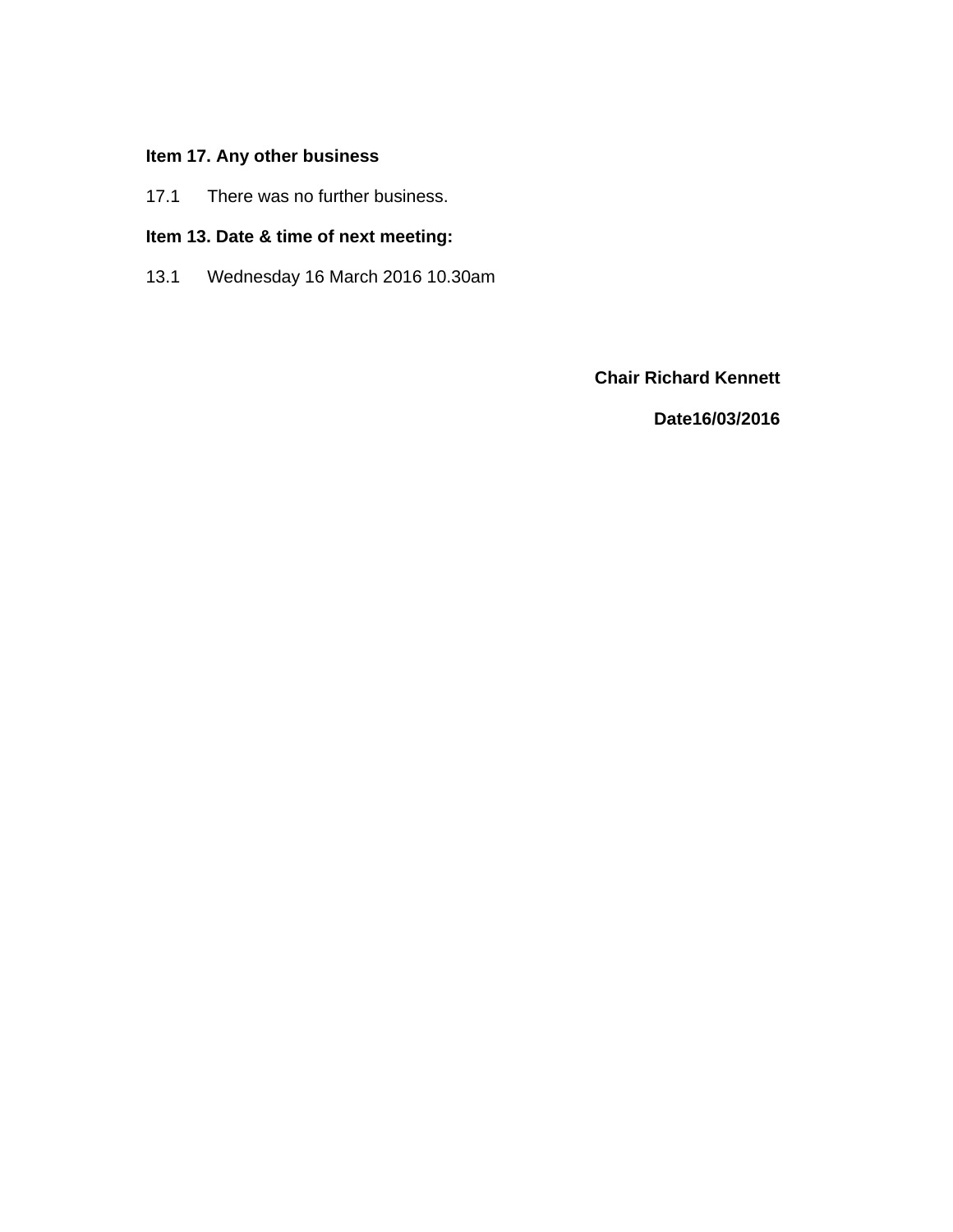**Item 17. Any other business**

17.1 There was no further business.

**Item 13. Date & time of next meeting:**

13.1 Wednesday 16 March 2016 10.30am

**Chair Richard Kennett**

**Date16/03/2016**